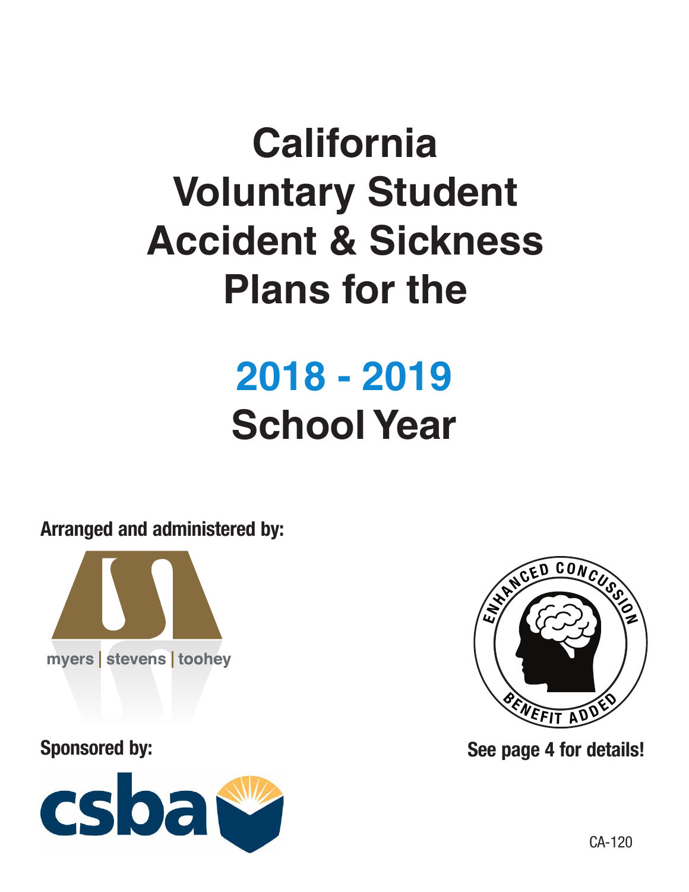# California Voluntary Student Accident & Sickness Plans for the

# 2018 - 2019 School Year

**Arranged and administered by:**

myers | stevens | toohey

**Sponsored by:**

csba

ENHANCED CONCUSSION BENEFIT ADDED

**See page 4 for details!**

CA-120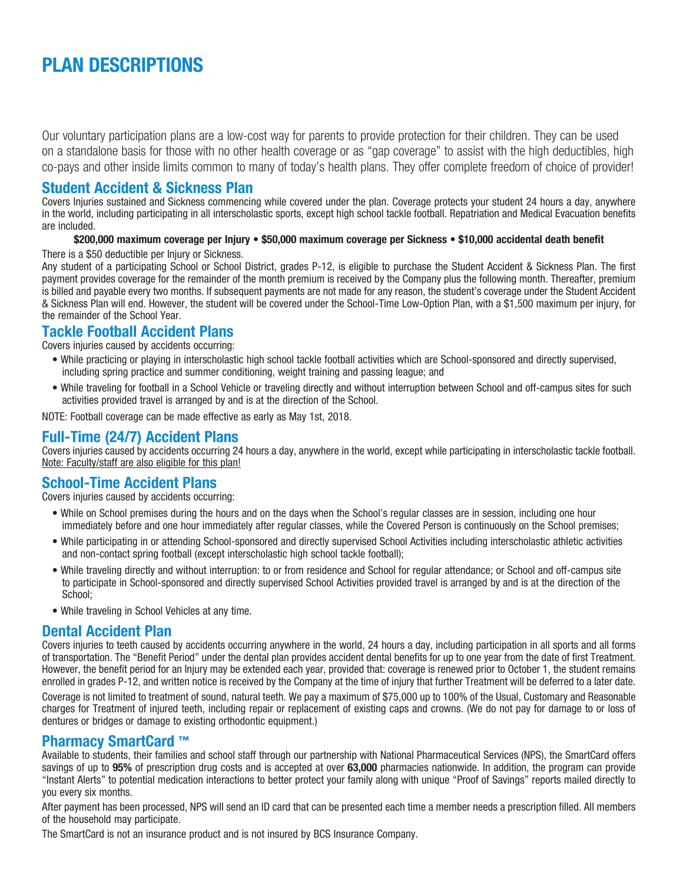# PLAN DESCRIPTIONS

Our voluntary participation plans are a low-cost way for parents to provide protection for their children. They can be used on a standalone basis for those with no other health coverage or as "gap coverage" to assist with the high deductibles, high co-pays and other inside limits common to many of today's health plans. They offer complete freedom of choice of provider!

## Student Accident & Sickness Plan

Covers Injuries sustained and Sickness commencing while covered under the plan. Coverage protects your student 24 hours a day, anywhere in the world, including participating in all interscholastic sports, except high school tackle football. Repatriation and Medical Evacuation benefits are included.

**$200,000 maximum coverage per Injury • $50,000 maximum coverage per Sickness • $10,000 accidental death benefit**

There is a $50 deductible per Injury or Sickness.

Any student of a participating School or School District, grades P-12, is eligible to purchase the Student Accident & Sickness Plan. The first payment provides coverage for the remainder of the month premium is received by the Company plus the following month. Thereafter, premium is billed and payable every two months. If subsequent payments are not made for any reason, the student's coverage under the Student Accident & Sickness Plan will end. However, the student will be covered under the School-Time Low-Option Plan, with a $1,500 maximum per injury, for the remainder of the School Year.

## Tackle Football Accident Plans

Covers injuries caused by accidents occurring:

- While practicing or playing in interscholastic high school tackle football activities which are School-sponsored and directly supervised, including spring practice and summer conditioning, weight training and passing league; and
- While traveling for football in a School Vehicle or traveling directly and without interruption between School and off-campus sites for such activities provided travel is arranged by and is at the direction of the School.

NOTE: Football coverage can be made effective as early as May 1st, 2018.

## Full-Time (24/7) Accident Plans

Covers injuries caused by accidents occurring 24 hours a day, anywhere in the world, except while participating in interscholastic tackle football. Note: Faculty/staff are also eligible for this plan!

## School-Time Accident Plans

Covers injuries caused by accidents occurring:

- While on School premises during the hours and on the days when the School's regular classes are in session, including one hour immediately before and one hour immediately after regular classes, while the Covered Person is continuously on the School premises;
- While participating in or attending School-sponsored and directly supervised School Activities including interscholastic athletic activities and non-contact spring football (except interscholastic high school tackle football);
- While traveling directly and without interruption: to or from residence and School for regular attendance; or School and off-campus site to participate in School-sponsored and directly supervised School Activities provided travel is arranged by and is at the direction of the School;
- While traveling in School Vehicles at any time.

## Dental Accident Plan

Covers injuries to teeth caused by accidents occurring anywhere in the world, 24 hours a day, including participation in all sports and all forms of transportation. The "Benefit Period" under the dental plan provides accident dental benefits for up to one year from the date of first Treatment. However, the benefit period for an Injury may be extended each year, provided that: coverage is renewed prior to October 1, the student remains enrolled in grades P-12, and written notice is received by the Company at the time of injury that further Treatment will be deferred to a later date.

Coverage is not limited to treatment of sound, natural teeth. We pay a maximum of $75,000 up to 100% of the Usual, Customary and Reasonable charges for Treatment of injured teeth, including repair or replacement of existing caps and crowns. (We do not pay for damage to or loss of dentures or bridges or damage to existing orthodontic equipment.)

## Pharmacy SmartCard ™

Available to students, their families and school staff through our partnership with National Pharmaceutical Services (NPS), the SmartCard offers savings of up to **95%** of prescription drug costs and is accepted at over **63,000** pharmacies nationwide. In addition, the program can provide "Instant Alerts" to potential medication interactions to better protect your family along with unique "Proof of Savings" reports mailed directly to you every six months.

After payment has been processed, NPS will send an ID card that can be presented each time a member needs a prescription filled. All members of the household may participate.

The SmartCard is not an insurance product and is not insured by BCS Insurance Company.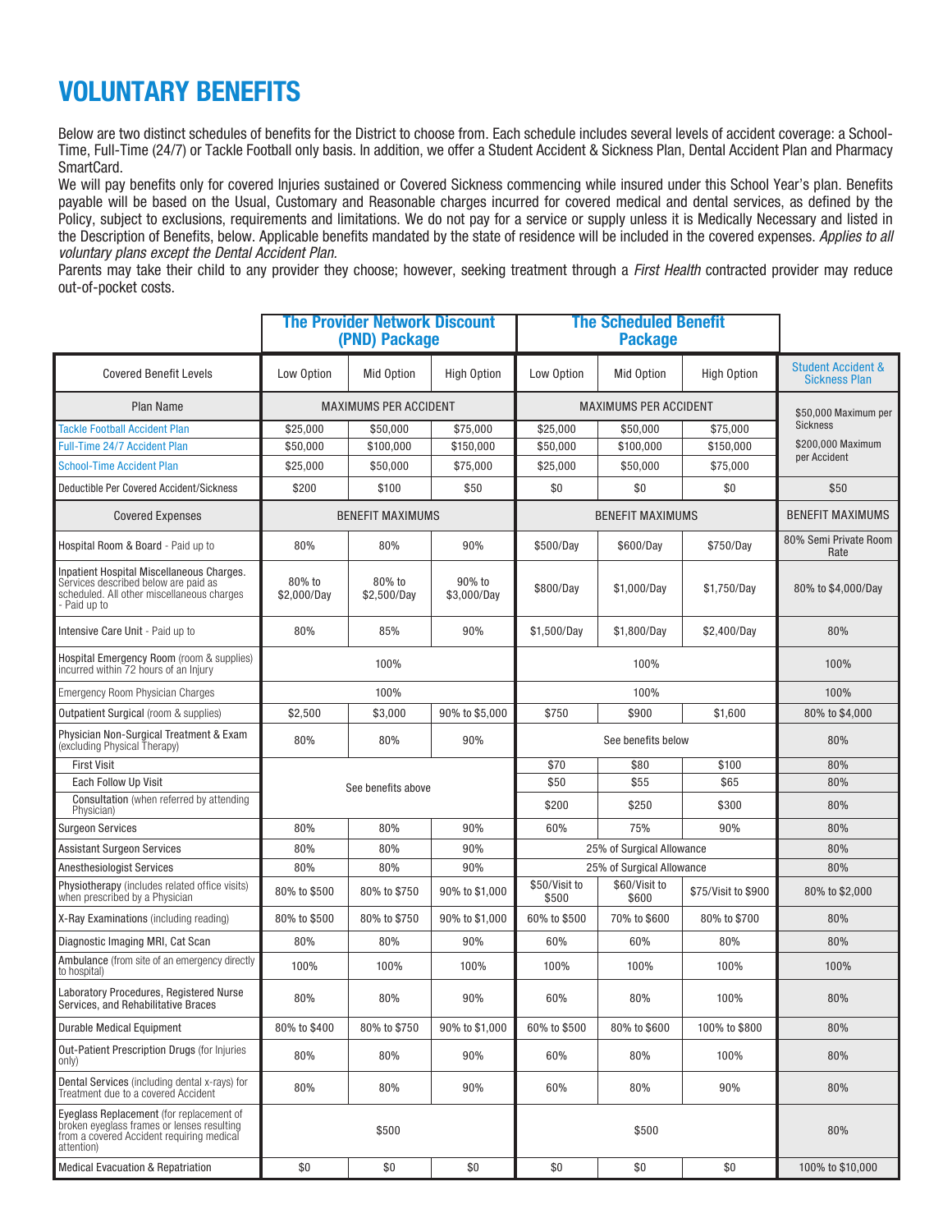# VOLUNTARY BENEFITS

Below are two distinct schedules of benefits for the District to choose from. Each schedule includes several levels of accident coverage: a School-Time, Full-Time (24/7) or Tackle Football only basis. In addition, we offer a Student Accident & Sickness Plan, Dental Accident Plan and Pharmacy SmartCard.

We will pay benefits only for covered Injuries sustained or Covered Sickness commencing while insured under this School Year's plan. Benefits payable will be based on the Usual, Customary and Reasonable charges incurred for covered medical and dental services, as defined by the Policy, subject to exclusions, requirements and limitations. We do not pay for a service or supply unless it is Medically Necessary and listed in the Description of Benefits, below. Applicable benefits mandated by the state of residence will be included in the covered expenses. *Applies to all voluntary plans except the Dental Accident Plan.*

Parents may take their child to any provider they choose; however, seeking treatment through a *First Health* contracted provider may reduce out-of-pocket costs.

| | The Provider Network Discount (PND) Package | | | The Scheduled Benefit Package | | | |
|---|---|---|---|---|---|---|---|
| Covered Benefit Levels | Low Option | Mid Option | High Option | Low Option | Mid Option | High Option | Student Accident & Sickness Plan |
| Plan Name | MAXIMUMS PER ACCIDENT | | | MAXIMUMS PER ACCIDENT | | | $50,000 Maximum per Sickness<br>$200,000 Maximum per Accident |
| Tackle Football Accident Plan | $25,000 | $50,000 | $75,000 | $25,000 | $50,000 | $75,000 | |
| Full-Time 24/7 Accident Plan | $50,000 | $100,000 | $150,000 | $50,000 | $100,000 | $150,000 | |
| School-Time Accident Plan | $25,000 | $50,000 | $75,000 | $25,000 | $50,000 | $75,000 | |
| Deductible Per Covered Accident/Sickness | $200 | $100 | $50 | $0 | $0 | $0 | $50 |
| Covered Expenses | BENEFIT MAXIMUMS | | | BENEFIT MAXIMUMS | | | BENEFIT MAXIMUMS |
| Hospital Room & Board - Paid up to | 80% | 80% | 90% | $500/Day | $600/Day | $750/Day | 80% Semi Private Room Rate |
| Inpatient Hospital Miscellaneous Charges. Services described below are paid as scheduled. All other miscellaneous charges - Paid up to | 80% to $2,000/Day | 80% to $2,500/Day | 90% to $3,000/Day | $800/Day | $1,000/Day | $1,750/Day | 80% to $4,000/Day |
| Intensive Care Unit - Paid up to | 80% | 85% | 90% | $1,500/Day | $1,800/Day | $2,400/Day | 80% |
| Hospital Emergency Room (room & supplies) incurred within 72 hours of an Injury | 100% | | | 100% | | | 100% |
| Emergency Room Physician Charges | 100% | | | 100% | | | 100% |
| Outpatient Surgical (room & supplies) | $2,500 | $3,000 | 90% to $5,000 | $750 | $900 | $1,600 | 80% to $4,000 |
| Physician Non-Surgical Treatment & Exam (excluding Physical Therapy) | 80% | 80% | 90% | See benefits below | | | 80% |
| First Visit | See benefits above | | | $70 | $80 | $100 | 80% |
| Each Follow Up Visit | | | | $50 | $55 | $65 | 80% |
| Consultation (when referred by attending Physician) | | | | $200 | $250 | $300 | 80% |
| Surgeon Services | 80% | 80% | 90% | 60% | 75% | 90% | 80% |
| Assistant Surgeon Services | 80% | 80% | 90% | 25% of Surgical Allowance | | | 80% |
| Anesthesiologist Services | 80% | 80% | 90% | 25% of Surgical Allowance | | | 80% |
| Physiotherapy (includes related office visits) when prescribed by a Physician | 80% to $500 | 80% to $750 | 90% to $1,000 | $50/Visit to $500 | $60/Visit to $600 | $75/Visit to $900 | 80% to $2,000 |
| X-Ray Examinations (including reading) | 80% to $500 | 80% to $750 | 90% to $1,000 | 60% to $500 | 70% to $600 | 80% to $700 | 80% |
| Diagnostic Imaging MRI, Cat Scan | 80% | 80% | 90% | 60% | 60% | 80% | 80% |
| Ambulance (from site of an emergency directly to hospital) | 100% | 100% | 100% | 100% | 100% | 100% | 100% |
| Laboratory Procedures, Registered Nurse Services, and Rehabilitative Braces | 80% | 80% | 90% | 60% | 80% | 100% | 80% |
| Durable Medical Equipment | 80% to $400 | 80% to $750 | 90% to $1,000 | 60% to $500 | 80% to $600 | 100% to $800 | 80% |
| Out-Patient Prescription Drugs (for Injuries only) | 80% | 80% | 90% | 60% | 80% | 100% | 80% |
| Dental Services (including dental x-rays) for Treatment due to a covered Accident | 80% | 80% | 90% | 60% | 80% | 90% | 80% |
| Eyeglass Replacement (for replacement of broken eyeglass frames or lenses resulting from a covered Accident requiring medical attention) | $500 | | | $500 | | | 80% |
| Medical Evacuation & Repatriation | $0 | $0 | $0 | $0 | $0 | $0 | 100% to $10,000 |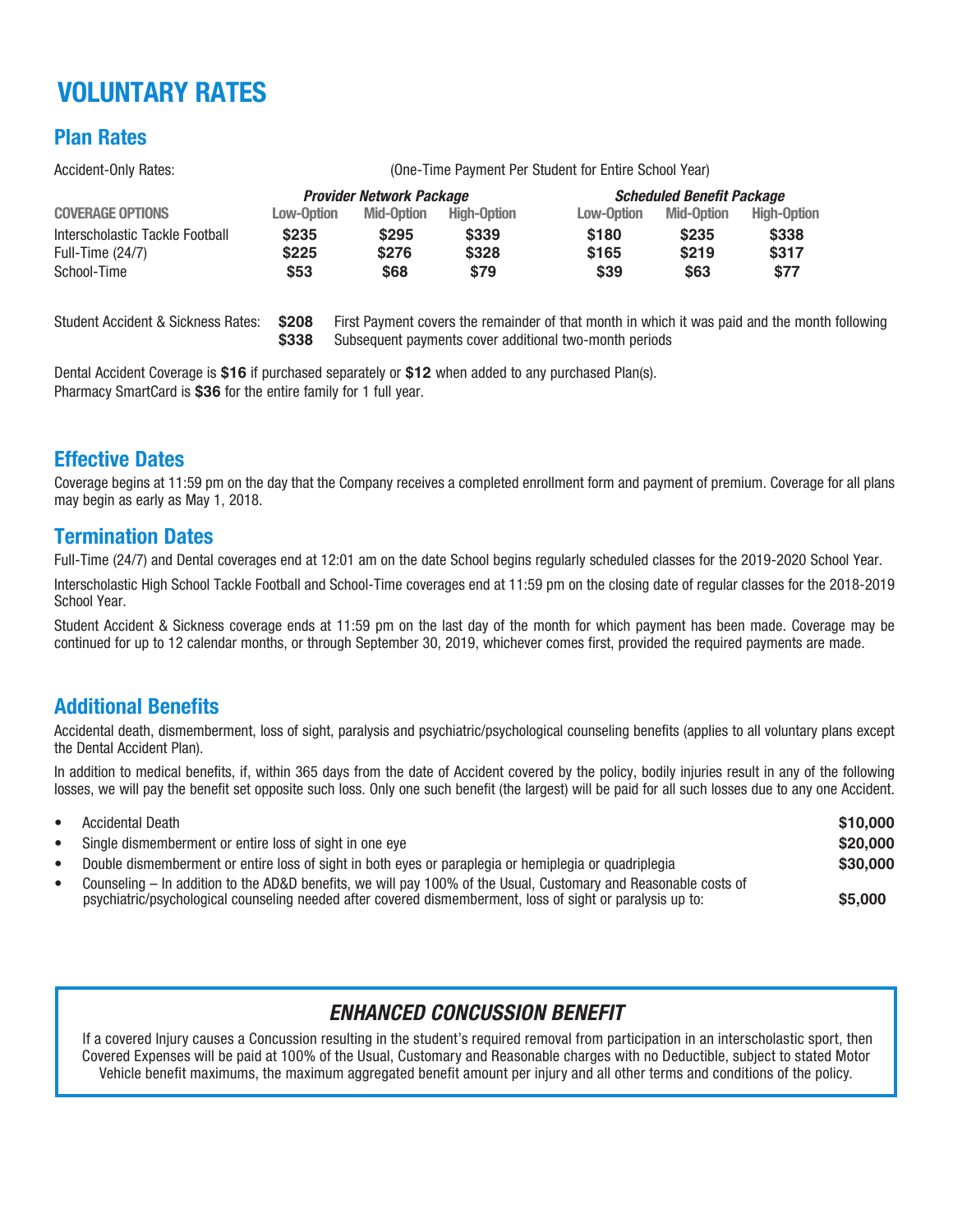# VOLUNTARY RATES

## Plan Rates

Accident-Only Rates: (One-Time Payment Per Student for Entire School Year)

| | *Provider Network Package* | | | *Scheduled Benefit Package* | | |
|---|---|---|---|---|---|---|
| **COVERAGE OPTIONS** | **Low-Option** | **Mid-Option** | **High-Option** | **Low-Option** | **Mid-Option** | **High-Option** |
| Interscholastic Tackle Football | **$235** | **$295** | **$339** | **$180** | **$235** | **$338** |
| Full-Time (24/7) | **$225** | **$276** | **$328** | **$165** | **$219** | **$317** |
| School-Time | **$53** | **$68** | **$79** | **$39** | **$63** | **$77** |

Student Accident & Sickness Rates:

| | |
|---|---|
| **$208** | First Payment covers the remainder of that month in which it was paid and the month following |
| **$338** | Subsequent payments cover additional two-month periods |

Dental Accident Coverage is **$16** if purchased separately or **$12** when added to any purchased Plan(s).
Pharmacy SmartCard is **$36** for the entire family for 1 full year.

## Effective Dates

Coverage begins at 11:59 pm on the day that the Company receives a completed enrollment form and payment of premium. Coverage for all plans may begin as early as May 1, 2018.

## Termination Dates

Full-Time (24/7) and Dental coverages end at 12:01 am on the date School begins regularly scheduled classes for the 2019-2020 School Year.

Interscholastic High School Tackle Football and School-Time coverages end at 11:59 pm on the closing date of regular classes for the 2018-2019 School Year.

Student Accident & Sickness coverage ends at 11:59 pm on the last day of the month for which payment has been made. Coverage may be continued for up to 12 calendar months, or through September 30, 2019, whichever comes first, provided the required payments are made.

## Additional Benefits

Accidental death, dismemberment, loss of sight, paralysis and psychiatric/psychological counseling benefits (applies to all voluntary plans except the Dental Accident Plan).

In addition to medical benefits, if, within 365 days from the date of Accident covered by the policy, bodily injuries result in any of the following losses, we will pay the benefit set opposite such loss. Only one such benefit (the largest) will be paid for all such losses due to any one Accident.

- Accidental Death **$10,000**
- Single dismemberment or entire loss of sight in one eye **$20,000**
- Double dismemberment or entire loss of sight in both eyes or paraplegia or hemiplegia or quadriplegia **$30,000**
- Counseling – In addition to the AD&D benefits, we will pay 100% of the Usual, Customary and Reasonable costs of psychiatric/psychological counseling needed after covered dismemberment, loss of sight or paralysis up to: **$5,000**

### *ENHANCED CONCUSSION BENEFIT*

If a covered Injury causes a Concussion resulting in the student's required removal from participation in an interscholastic sport, then Covered Expenses will be paid at 100% of the Usual, Customary and Reasonable charges with no Deductible, subject to stated Motor Vehicle benefit maximums, the maximum aggregated benefit amount per injury and all other terms and conditions of the policy.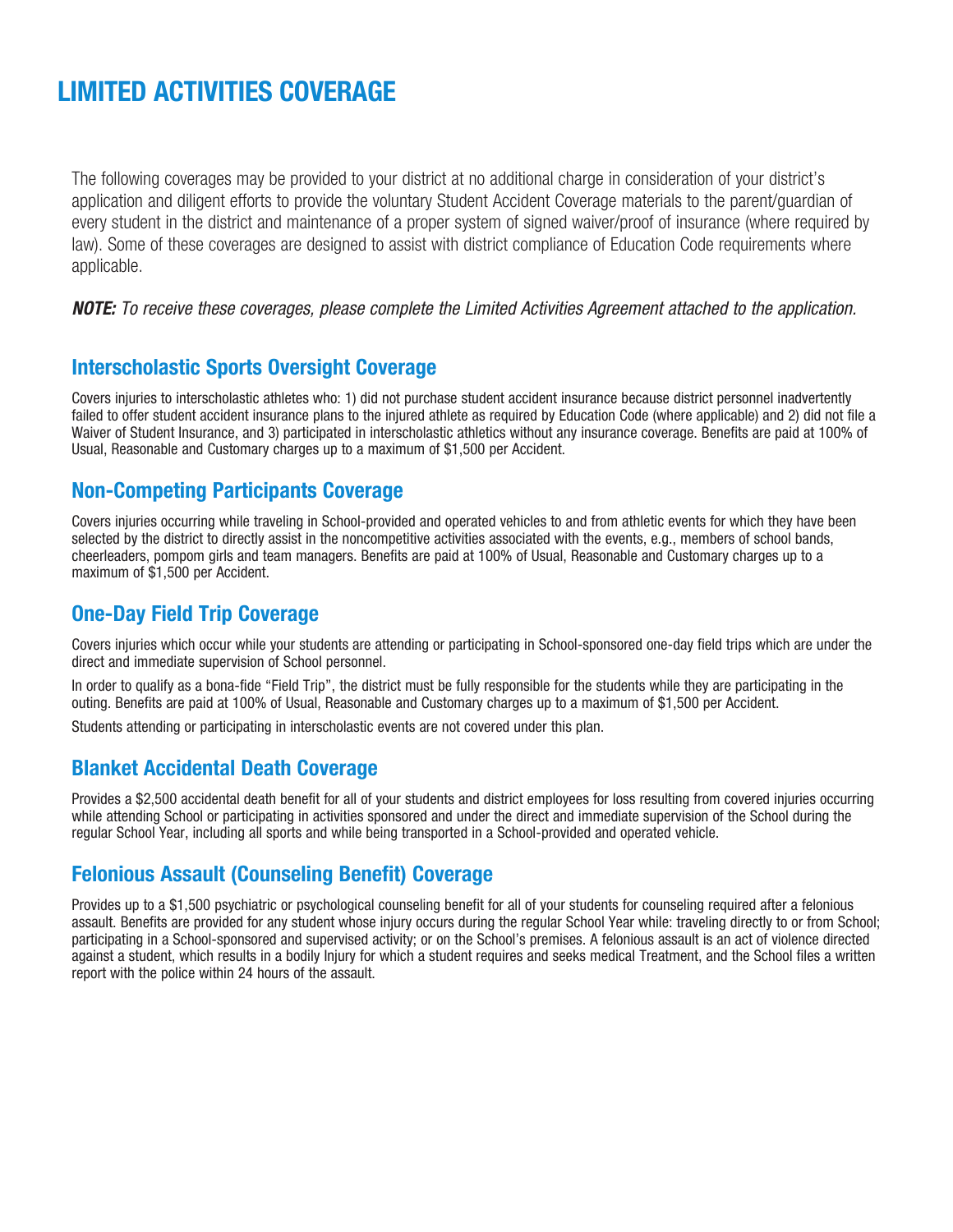# LIMITED ACTIVITIES COVERAGE

The following coverages may be provided to your district at no additional charge in consideration of your district's application and diligent efforts to provide the voluntary Student Accident Coverage materials to the parent/guardian of every student in the district and maintenance of a proper system of signed waiver/proof of insurance (where required by law). Some of these coverages are designed to assist with district compliance of Education Code requirements where applicable.

***NOTE:*** *To receive these coverages, please complete the Limited Activities Agreement attached to the application.*

## Interscholastic Sports Oversight Coverage

Covers injuries to interscholastic athletes who: 1) did not purchase student accident insurance because district personnel inadvertently failed to offer student accident insurance plans to the injured athlete as required by Education Code (where applicable) and 2) did not file a Waiver of Student Insurance, and 3) participated in interscholastic athletics without any insurance coverage. Benefits are paid at 100% of Usual, Reasonable and Customary charges up to a maximum of $1,500 per Accident.

## Non-Competing Participants Coverage

Covers injuries occurring while traveling in School-provided and operated vehicles to and from athletic events for which they have been selected by the district to directly assist in the noncompetitive activities associated with the events, e.g., members of school bands, cheerleaders, pompom girls and team managers. Benefits are paid at 100% of Usual, Reasonable and Customary charges up to a maximum of $1,500 per Accident.

## One-Day Field Trip Coverage

Covers injuries which occur while your students are attending or participating in School-sponsored one-day field trips which are under the direct and immediate supervision of School personnel.

In order to qualify as a bona-fide "Field Trip", the district must be fully responsible for the students while they are participating in the outing. Benefits are paid at 100% of Usual, Reasonable and Customary charges up to a maximum of $1,500 per Accident.

Students attending or participating in interscholastic events are not covered under this plan.

## Blanket Accidental Death Coverage

Provides a $2,500 accidental death benefit for all of your students and district employees for loss resulting from covered injuries occurring while attending School or participating in activities sponsored and under the direct and immediate supervision of the School during the regular School Year, including all sports and while being transported in a School-provided and operated vehicle.

## Felonious Assault (Counseling Benefit) Coverage

Provides up to a $1,500 psychiatric or psychological counseling benefit for all of your students for counseling required after a felonious assault. Benefits are provided for any student whose injury occurs during the regular School Year while: traveling directly to or from School; participating in a School-sponsored and supervised activity; or on the School's premises. A felonious assault is an act of violence directed against a student, which results in a bodily Injury for which a student requires and seeks medical Treatment, and the School files a written report with the police within 24 hours of the assault.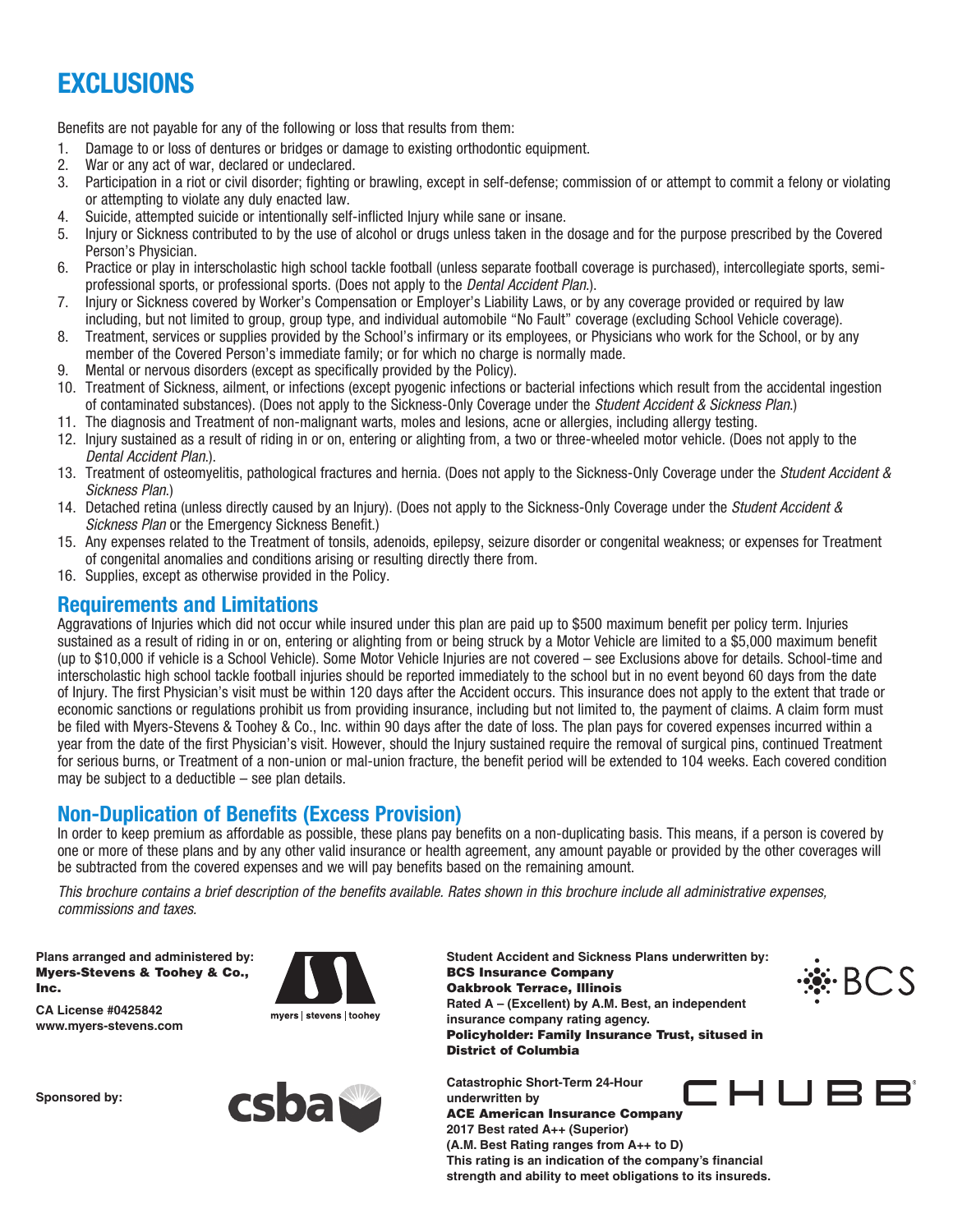# EXCLUSIONS

Benefits are not payable for any of the following or loss that results from them:

1. Damage to or loss of dentures or bridges or damage to existing orthodontic equipment.
2. War or any act of war, declared or undeclared.
3. Participation in a riot or civil disorder; fighting or brawling, except in self-defense; commission of or attempt to commit a felony or violating or attempting to violate any duly enacted law.
4. Suicide, attempted suicide or intentionally self-inflicted Injury while sane or insane.
5. Injury or Sickness contributed to by the use of alcohol or drugs unless taken in the dosage and for the purpose prescribed by the Covered Person's Physician.
6. Practice or play in interscholastic high school tackle football (unless separate football coverage is purchased), intercollegiate sports, semi-professional sports, or professional sports. (Does not apply to the *Dental Accident Plan.*).
7. Injury or Sickness covered by Worker's Compensation or Employer's Liability Laws, or by any coverage provided or required by law including, but not limited to group, group type, and individual automobile "No Fault" coverage (excluding School Vehicle coverage).
8. Treatment, services or supplies provided by the School's infirmary or its employees, or Physicians who work for the School, or by any member of the Covered Person's immediate family; or for which no charge is normally made.
9. Mental or nervous disorders (except as specifically provided by the Policy).
10. Treatment of Sickness, ailment, or infections (except pyogenic infections or bacterial infections which result from the accidental ingestion of contaminated substances). (Does not apply to the Sickness-Only Coverage under the *Student Accident & Sickness Plan.*)
11. The diagnosis and Treatment of non-malignant warts, moles and lesions, acne or allergies, including allergy testing.
12. Injury sustained as a result of riding in or on, entering or alighting from, a two or three-wheeled motor vehicle. (Does not apply to the *Dental Accident Plan.*).
13. Treatment of osteomyelitis, pathological fractures and hernia. (Does not apply to the Sickness-Only Coverage under the *Student Accident & Sickness Plan.*)
14. Detached retina (unless directly caused by an Injury). (Does not apply to the Sickness-Only Coverage under the *Student Accident & Sickness Plan* or the Emergency Sickness Benefit.)
15. Any expenses related to the Treatment of tonsils, adenoids, epilepsy, seizure disorder or congenital weakness; or expenses for Treatment of congenital anomalies and conditions arising or resulting directly there from.
16. Supplies, except as otherwise provided in the Policy.

## Requirements and Limitations

Aggravations of Injuries which did not occur while insured under this plan are paid up to $500 maximum benefit per policy term. Injuries sustained as a result of riding in or on, entering or alighting from or being struck by a Motor Vehicle are limited to a $5,000 maximum benefit (up to $10,000 if vehicle is a School Vehicle). Some Motor Vehicle Injuries are not covered – see Exclusions above for details. School-time and interscholastic high school tackle football injuries should be reported immediately to the school but in no event beyond 60 days from the date of Injury. The first Physician's visit must be within 120 days after the Accident occurs. This insurance does not apply to the extent that trade or economic sanctions or regulations prohibit us from providing insurance, including but not limited to, the payment of claims. A claim form must be filed with Myers-Stevens & Toohey & Co., Inc. within 90 days after the date of loss. The plan pays for covered expenses incurred within a year from the date of the first Physician's visit. However, should the Injury sustained require the removal of surgical pins, continued Treatment for serious burns, or Treatment of a non-union or mal-union fracture, the benefit period will be extended to 104 weeks. Each covered condition may be subject to a deductible – see plan details.

## Non-Duplication of Benefits (Excess Provision)

In order to keep premium as affordable as possible, these plans pay benefits on a non-duplicating basis. This means, if a person is covered by one or more of these plans and by any other valid insurance or health agreement, any amount payable or provided by the other coverages will be subtracted from the covered expenses and we will pay benefits based on the remaining amount.

*This brochure contains a brief description of the benefits available. Rates shown in this brochure include all administrative expenses, commissions and taxes.*

**Plans arranged and administered by:**
**Myers-Stevens & Toohey & Co., Inc.**
**CA License #0425842**
**www.myers-stevens.com**

myers | stevens | toohey

**Sponsored by:**

csba

**Student Accident and Sickness Plans underwritten by:**
**BCS Insurance Company**
**Oakbrook Terrace, Illinois**
**Rated A – (Excellent) by A.M. Best, an independent insurance company rating agency.**
**Policyholder: Family Insurance Trust, sitused in District of Columbia**

BCS

**Catastrophic Short-Term 24-Hour underwritten by**
**ACE American Insurance Company**
**2017 Best rated A++ (Superior)**
**(A.M. Best Rating ranges from A++ to D)**
**This rating is an indication of the company's financial strength and ability to meet obligations to its insureds.**

CHUBB